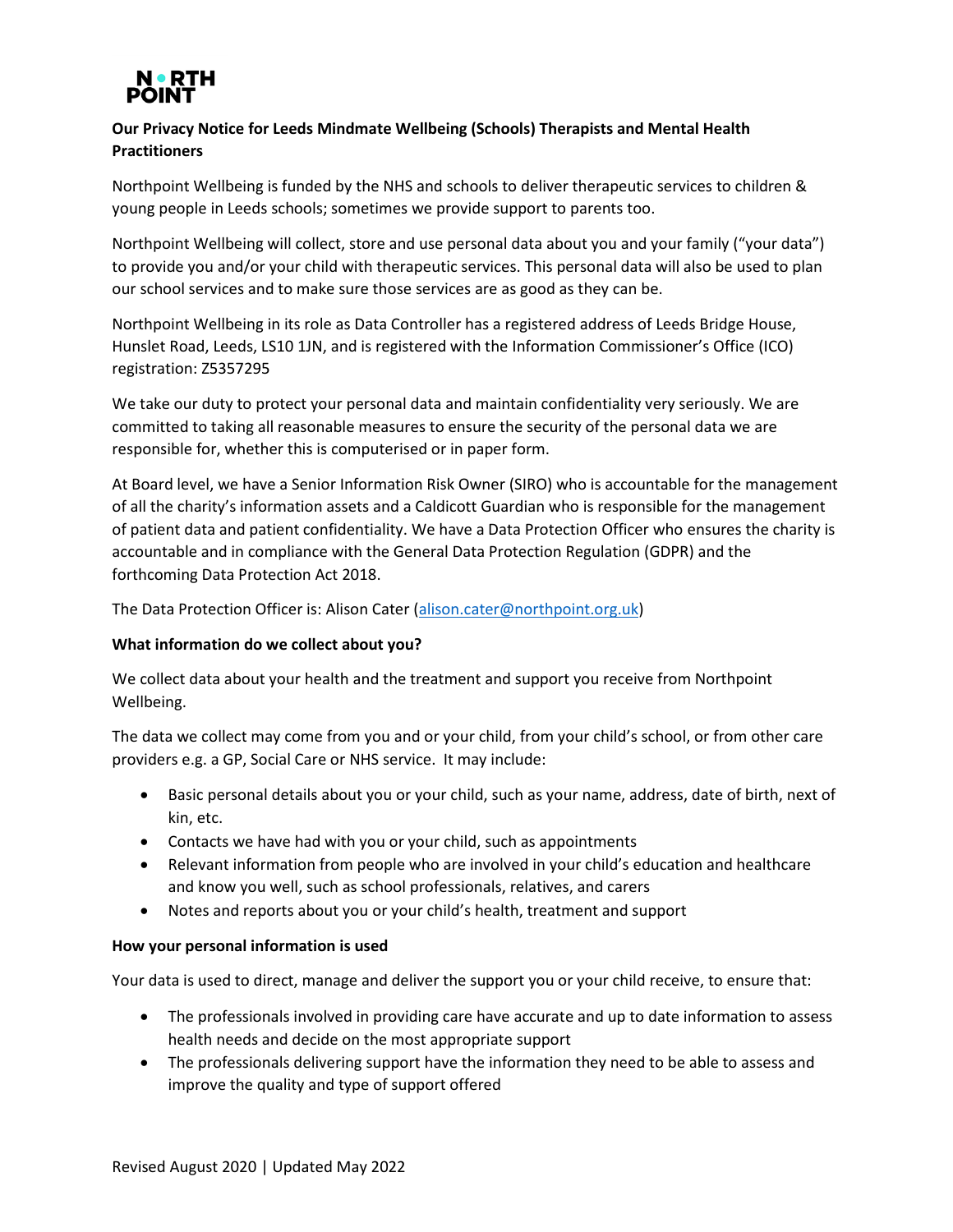# Our Privacy Notice for Leeds Mindmate Wellbeing (Schools) Therapists and Mental Health Practitioners

Northpoint Wellbeing is funded by the NHS and schools to deliver therapeutic services to children & young people in Leeds schools; sometimes we provide support to parents too.

Northpoint Wellbeing will collect, store and use personal data about you and your family ("your data") to provide you and/or your child with therapeutic services. This personal data will also be used to plan our school services and to make sure those services are as good as they can be.

Northpoint Wellbeing in its role as Data Controller has a registered address of Leeds Bridge House, Hunslet Road, Leeds, LS10 1JN, and is registered with the Information Commissioner's Office (ICO) registration: Z5357295

We take our duty to protect your personal data and maintain confidentiality very seriously. We are committed to taking all reasonable measures to ensure the security of the personal data we are responsible for, whether this is computerised or in paper form.

At Board level, we have a Senior Information Risk Owner (SIRO) who is accountable for the management of all the charity's information assets and a Caldicott Guardian who is responsible for the management of patient data and patient confidentiality. We have a Data Protection Officer who ensures the charity is accountable and in compliance with the General Data Protection Regulation (GDPR) and the forthcoming Data Protection Act 2018.

The Data Protection Officer is: Alison Cater (alison.cater@northpoint.org.uk)

## What information do we collect about you?

We collect data about your health and the treatment and support you receive from Northpoint Wellbeing.

The data we collect may come from you and or your child, from your child's school, or from other care providers e.g. a GP, Social Care or NHS service. It may include:

- Basic personal details about you or your child, such as your name, address, date of birth, next of kin, etc.
- Contacts we have had with you or your child, such as appointments
- Relevant information from people who are involved in your child's education and healthcare and know you well, such as school professionals, relatives, and carers
- Notes and reports about you or your child's health, treatment and support

## How your personal information is used

Your data is used to direct, manage and deliver the support you or your child receive, to ensure that:

- The professionals involved in providing care have accurate and up to date information to assess health needs and decide on the most appropriate support
- The professionals delivering support have the information they need to be able to assess and improve the quality and type of support offered

Revised August 2020 | Updated May 2022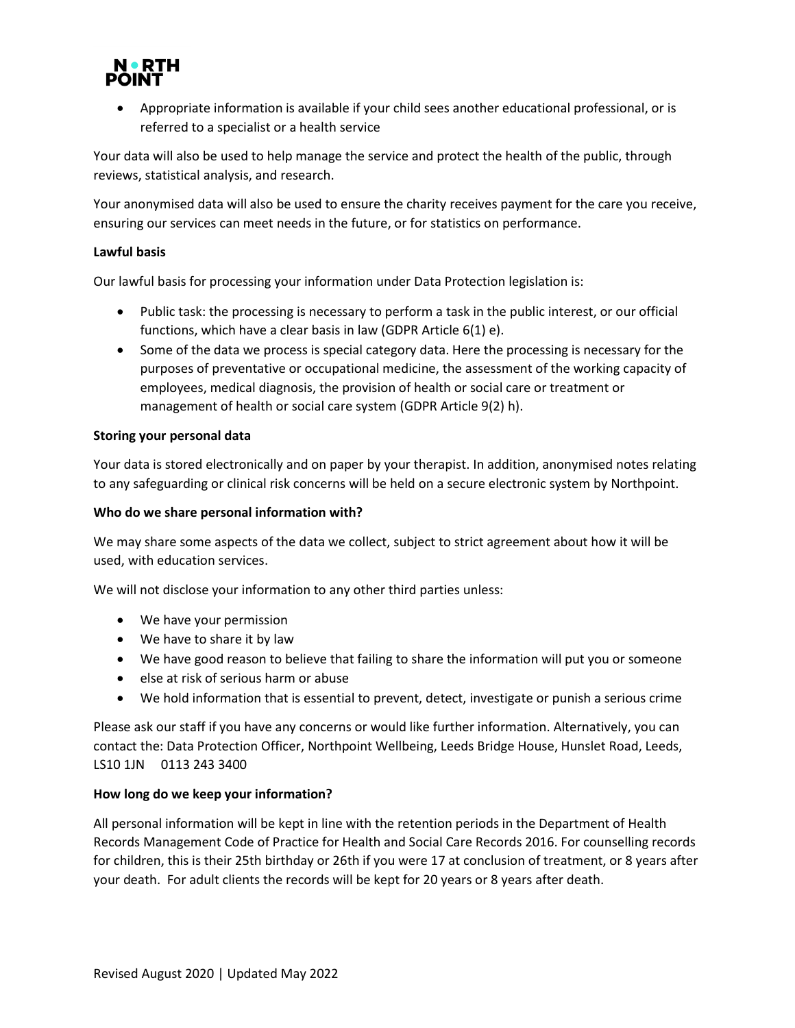- Appropriate information is available if your child sees another educational professional, or is referred to a specialist or a health service

Your data will also be used to help manage the service and protect the health of the public, through reviews, statistical analysis, and research.

Your anonymised data will also be used to ensure the charity receives payment for the care you receive, ensuring our services can meet needs in the future, or for statistics on performance.

**Lawful basis**

Our lawful basis for processing your information under Data Protection legislation is:

- Public task: the processing is necessary to perform a task in the public interest, or our official functions, which have a clear basis in law (GDPR Article 6(1) e).
- Some of the data we process is special category data. Here the processing is necessary for the purposes of preventative or occupational medicine, the assessment of the working capacity of employees, medical diagnosis, the provision of health or social care or treatment or management of health or social care system (GDPR Article 9(2) h).

**Storing your personal data**

Your data is stored electronically and on paper by your therapist. In addition, anonymised notes relating to any safeguarding or clinical risk concerns will be held on a secure electronic system by Northpoint.

**Who do we share personal information with?**

We may share some aspects of the data we collect, subject to strict agreement about how it will be used, with education services.

We will not disclose your information to any other third parties unless:

- We have your permission
- We have to share it by law
- We have good reason to believe that failing to share the information will put you or someone
- else at risk of serious harm or abuse
- We hold information that is essential to prevent, detect, investigate or punish a serious crime

Please ask our staff if you have any concerns or would like further information. Alternatively, you can contact the: Data Protection Officer, Northpoint Wellbeing, Leeds Bridge House, Hunslet Road, Leeds, LS10 1JN 0113 243 3400

**How long do we keep your information?**

All personal information will be kept in line with the retention periods in the Department of Health Records Management Code of Practice for Health and Social Care Records 2016. For counselling records for children, this is their 25th birthday or 26th if you were 17 at conclusion of treatment, or 8 years after your death. For adult clients the records will be kept for 20 years or 8 years after death.

Revised August 2020 | Updated May 2022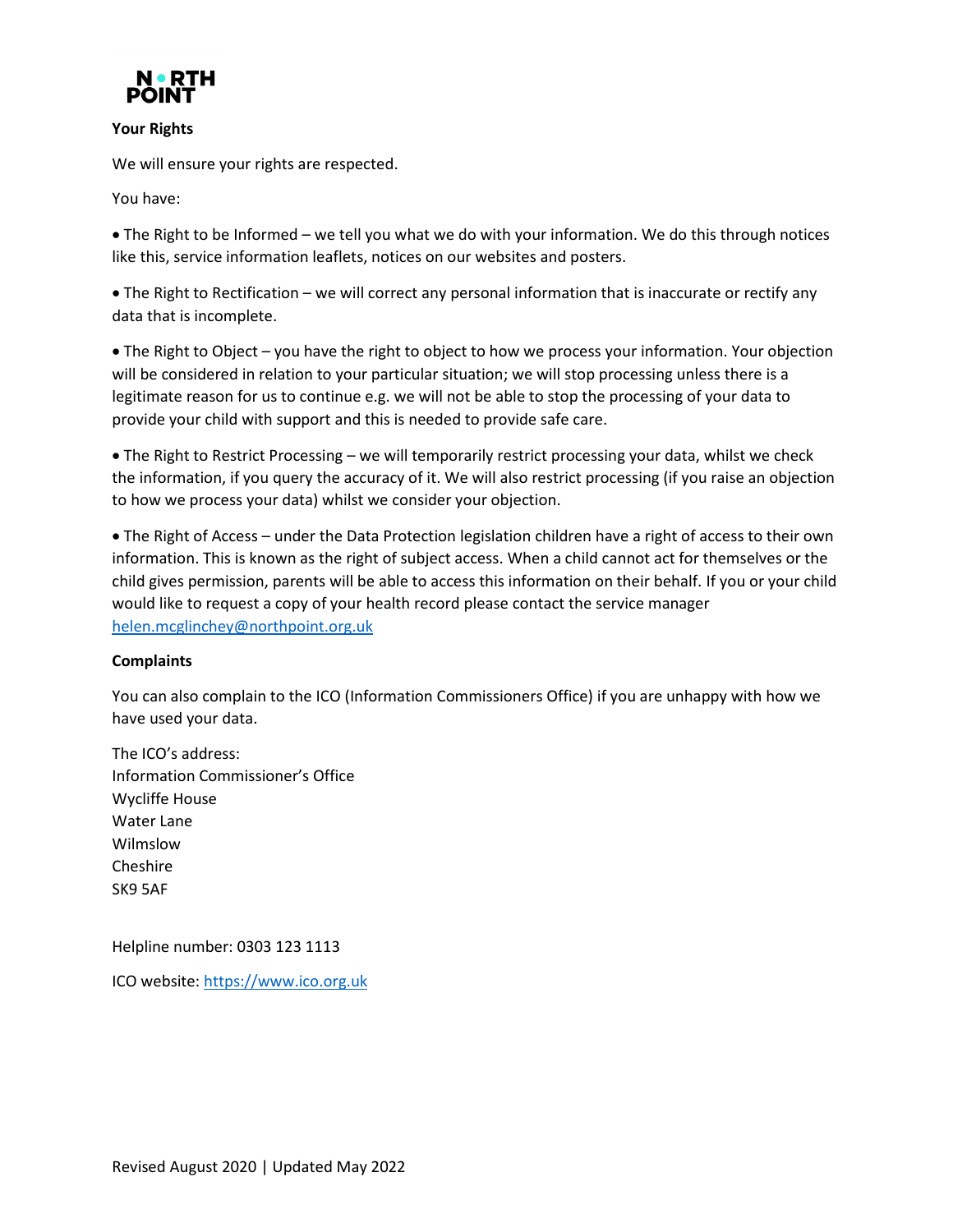**NORTH POINT**

**Your Rights**

We will ensure your rights are respected.

You have:

• The Right to be Informed – we tell you what we do with your information. We do this through notices like this, service information leaflets, notices on our websites and posters.

• The Right to Rectification – we will correct any personal information that is inaccurate or rectify any data that is incomplete.

• The Right to Object – you have the right to object to how we process your information. Your objection will be considered in relation to your particular situation; we will stop processing unless there is a legitimate reason for us to continue e.g. we will not be able to stop the processing of your data to provide your child with support and this is needed to provide safe care.

• The Right to Restrict Processing – we will temporarily restrict processing your data, whilst we check the information, if you query the accuracy of it. We will also restrict processing (if you raise an objection to how we process your data) whilst we consider your objection.

• The Right of Access – under the Data Protection legislation children have a right of access to their own information. This is known as the right of subject access. When a child cannot act for themselves or the child gives permission, parents will be able to access this information on their behalf. If you or your child would like to request a copy of your health record please contact the service manager helen.mcglinchey@northpoint.org.uk

**Complaints**

You can also complain to the ICO (Information Commissioners Office) if you are unhappy with how we have used your data.

The ICO's address:
Information Commissioner's Office
Wycliffe House
Water Lane
Wilmslow
Cheshire
SK9 5AF

Helpline number: 0303 123 1113

ICO website: https://www.ico.org.uk

Revised August 2020 | Updated May 2022